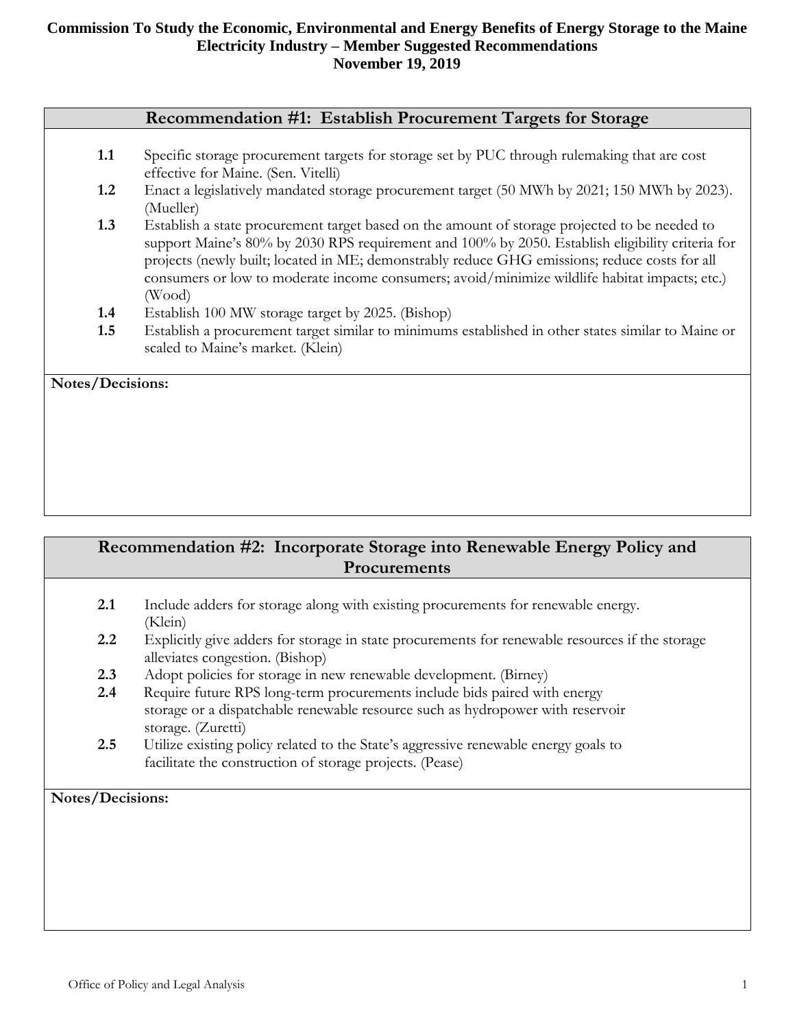# Commission To Study the Economic, Environmental and Energy Benefits of Energy Storage to the Maine Electricity Industry – Member Suggested Recommendations

**November 19, 2019**

## Recommendation #1: Establish Procurement Targets for Storage

- **1.1** Specific storage procurement targets for storage set by PUC through rulemaking that are cost effective for Maine. (Sen. Vitelli)
- **1.2** Enact a legislatively mandated storage procurement target (50 MWh by 2021; 150 MWh by 2023). (Mueller)
- **1.3** Establish a state procurement target based on the amount of storage projected to be needed to support Maine's 80% by 2030 RPS requirement and 100% by 2050. Establish eligibility criteria for projects (newly built; located in ME; demonstrably reduce GHG emissions; reduce costs for all consumers or low to moderate income consumers; avoid/minimize wildlife habitat impacts; etc.) (Wood)
- **1.4** Establish 100 MW storage target by 2025. (Bishop)
- **1.5** Establish a procurement target similar to minimums established in other states similar to Maine or scaled to Maine's market. (Klein)

**Notes/Decisions:**

## Recommendation #2: Incorporate Storage into Renewable Energy Policy and Procurements

- **2.1** Include adders for storage along with existing procurements for renewable energy. (Klein)
- **2.2** Explicitly give adders for storage in state procurements for renewable resources if the storage alleviates congestion. (Bishop)
- **2.3** Adopt policies for storage in new renewable development. (Birney)
- **2.4** Require future RPS long-term procurements include bids paired with energy storage or a dispatchable renewable resource such as hydropower with reservoir storage. (Zuretti)
- **2.5** Utilize existing policy related to the State's aggressive renewable energy goals to facilitate the construction of storage projects. (Pease)

**Notes/Decisions:**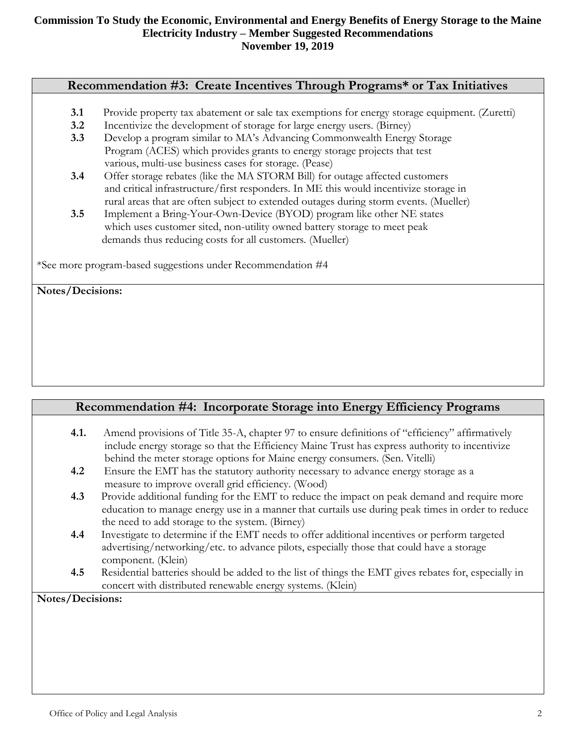# Commission To Study the Economic, Environmental and Energy Benefits of Energy Storage to the Maine Electricity Industry – Member Suggested Recommendations

**November 19, 2019**

## Recommendation #3: Create Incentives Through Programs* or Tax Initiatives

- **3.1** Provide property tax abatement or sale tax exemptions for energy storage equipment. (Zuretti)
- **3.2** Incentivize the development of storage for large energy users. (Birney)
- **3.3** Develop a program similar to MA's Advancing Commonwealth Energy Storage Program (ACES) which provides grants to energy storage projects that test various, multi-use business cases for storage. (Pease)
- **3.4** Offer storage rebates (like the MA STORM Bill) for outage affected customers and critical infrastructure/first responders. In ME this would incentivize storage in rural areas that are often subject to extended outages during storm events. (Mueller)
- **3.5** Implement a Bring-Your-Own-Device (BYOD) program like other NE states which uses customer sited, non-utility owned battery storage to meet peak demands thus reducing costs for all customers. (Mueller)

*See more program-based suggestions under Recommendation #4

**Notes/Decisions:**

## Recommendation #4: Incorporate Storage into Energy Efficiency Programs

- **4.1.** Amend provisions of Title 35-A, chapter 97 to ensure definitions of "efficiency" affirmatively include energy storage so that the Efficiency Maine Trust has express authority to incentivize behind the meter storage options for Maine energy consumers. (Sen. Vitelli)
- **4.2** Ensure the EMT has the statutory authority necessary to advance energy storage as a measure to improve overall grid efficiency. (Wood)
- **4.3** Provide additional funding for the EMT to reduce the impact on peak demand and require more education to manage energy use in a manner that curtails use during peak times in order to reduce the need to add storage to the system. (Birney)
- **4.4** Investigate to determine if the EMT needs to offer additional incentives or perform targeted advertising/networking/etc. to advance pilots, especially those that could have a storage component. (Klein)
- **4.5** Residential batteries should be added to the list of things the EMT gives rebates for, especially in concert with distributed renewable energy systems. (Klein)

**Notes/Decisions:**

Office of Policy and Legal Analysis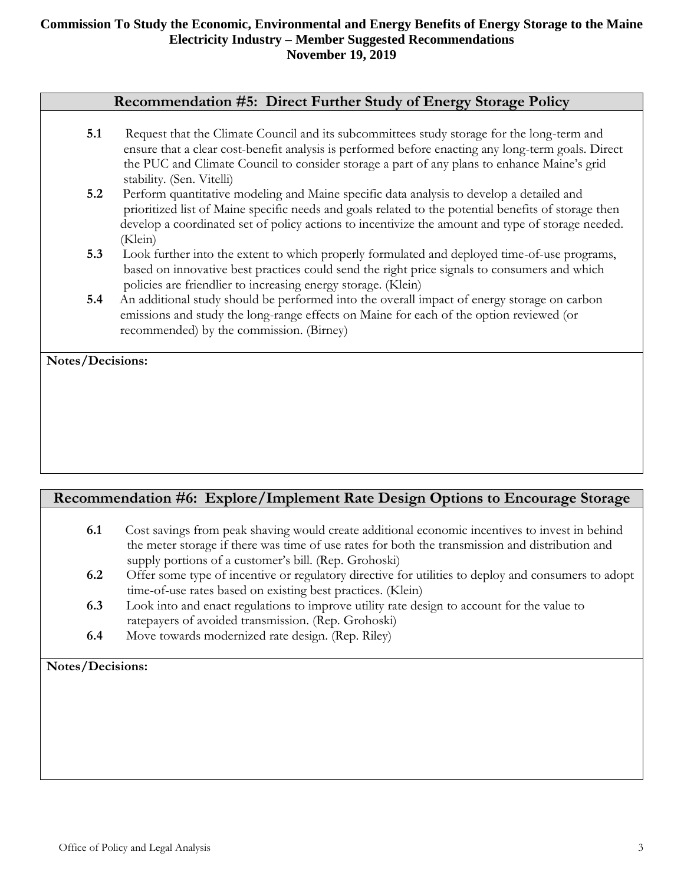## Recommendation #5: Direct Further Study of Energy Storage Policy

**5.1** Request that the Climate Council and its subcommittees study storage for the long-term and ensure that a clear cost-benefit analysis is performed before enacting any long-term goals. Direct the PUC and Climate Council to consider storage a part of any plans to enhance Maine's grid stability. (Sen. Vitelli)

**5.2** Perform quantitative modeling and Maine specific data analysis to develop a detailed and prioritized list of Maine specific needs and goals related to the potential benefits of storage then develop a coordinated set of policy actions to incentivize the amount and type of storage needed. (Klein)

**5.3** Look further into the extent to which properly formulated and deployed time-of-use programs, based on innovative best practices could send the right price signals to consumers and which policies are friendlier to increasing energy storage. (Klein)

**5.4** An additional study should be performed into the overall impact of energy storage on carbon emissions and study the long-range effects on Maine for each of the option reviewed (or recommended) by the commission. (Birney)

**Notes/Decisions:**

## Recommendation #6: Explore/Implement Rate Design Options to Encourage Storage

**6.1** Cost savings from peak shaving would create additional economic incentives to invest in behind the meter storage if there was time of use rates for both the transmission and distribution and supply portions of a customer's bill. (Rep. Grohoski)

**6.2** Offer some type of incentive or regulatory directive for utilities to deploy and consumers to adopt time-of-use rates based on existing best practices. (Klein)

**6.3** Look into and enact regulations to improve utility rate design to account for the value to ratepayers of avoided transmission. (Rep. Grohoski)

**6.4** Move towards modernized rate design. (Rep. Riley)

**Notes/Decisions:**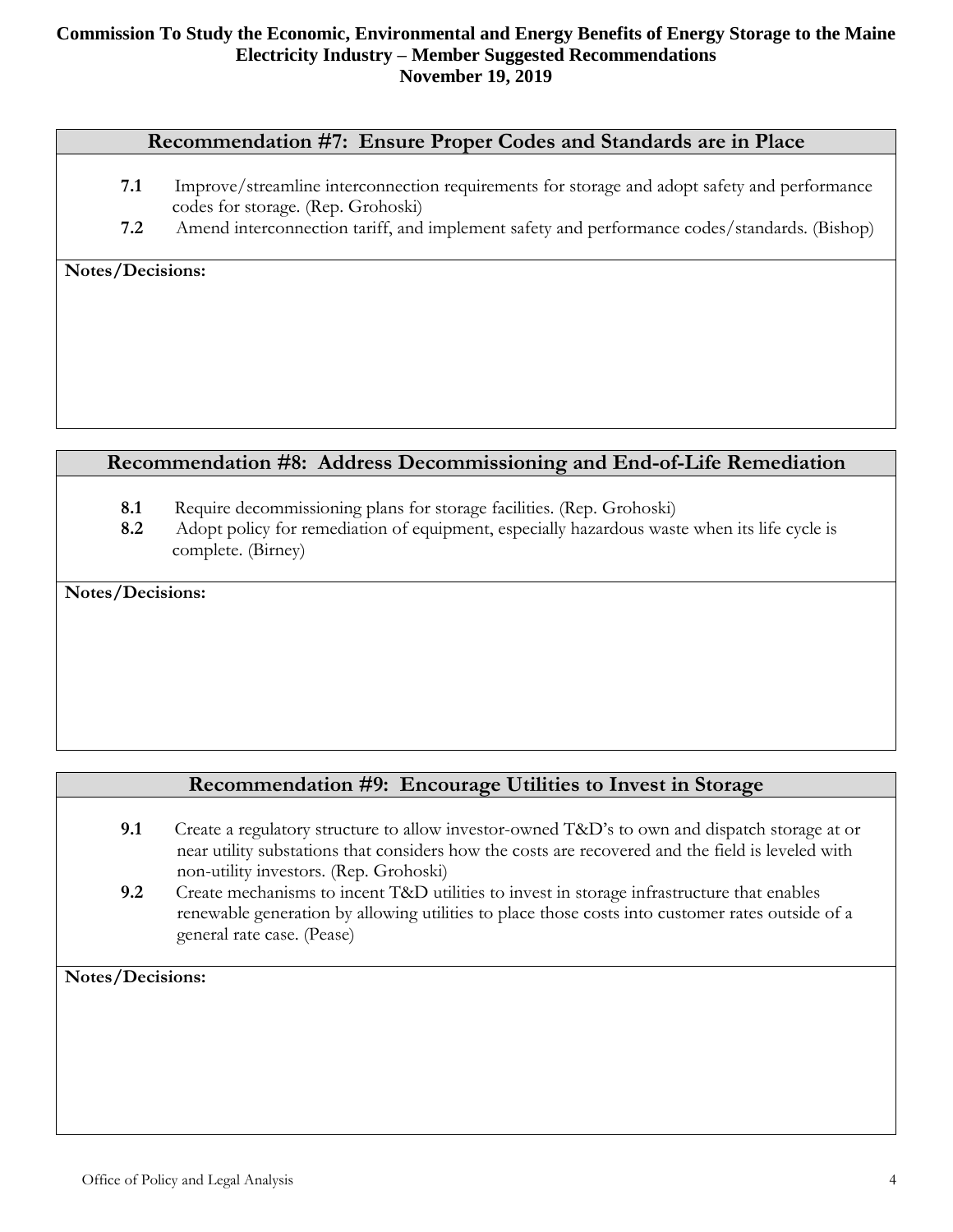## Recommendation #7: Ensure Proper Codes and Standards are in Place

**7.1** Improve/streamline interconnection requirements for storage and adopt safety and performance codes for storage. (Rep. Grohoski)

**7.2** Amend interconnection tariff, and implement safety and performance codes/standards. (Bishop)

**Notes/Decisions:**

## Recommendation #8: Address Decommissioning and End-of-Life Remediation

**8.1** Require decommissioning plans for storage facilities. (Rep. Grohoski)

**8.2** Adopt policy for remediation of equipment, especially hazardous waste when its life cycle is complete. (Birney)

**Notes/Decisions:**

## Recommendation #9: Encourage Utilities to Invest in Storage

**9.1** Create a regulatory structure to allow investor-owned T&D's to own and dispatch storage at or near utility substations that considers how the costs are recovered and the field is leveled with non-utility investors. (Rep. Grohoski)

**9.2** Create mechanisms to incent T&D utilities to invest in storage infrastructure that enables renewable generation by allowing utilities to place those costs into customer rates outside of a general rate case. (Pease)

**Notes/Decisions:**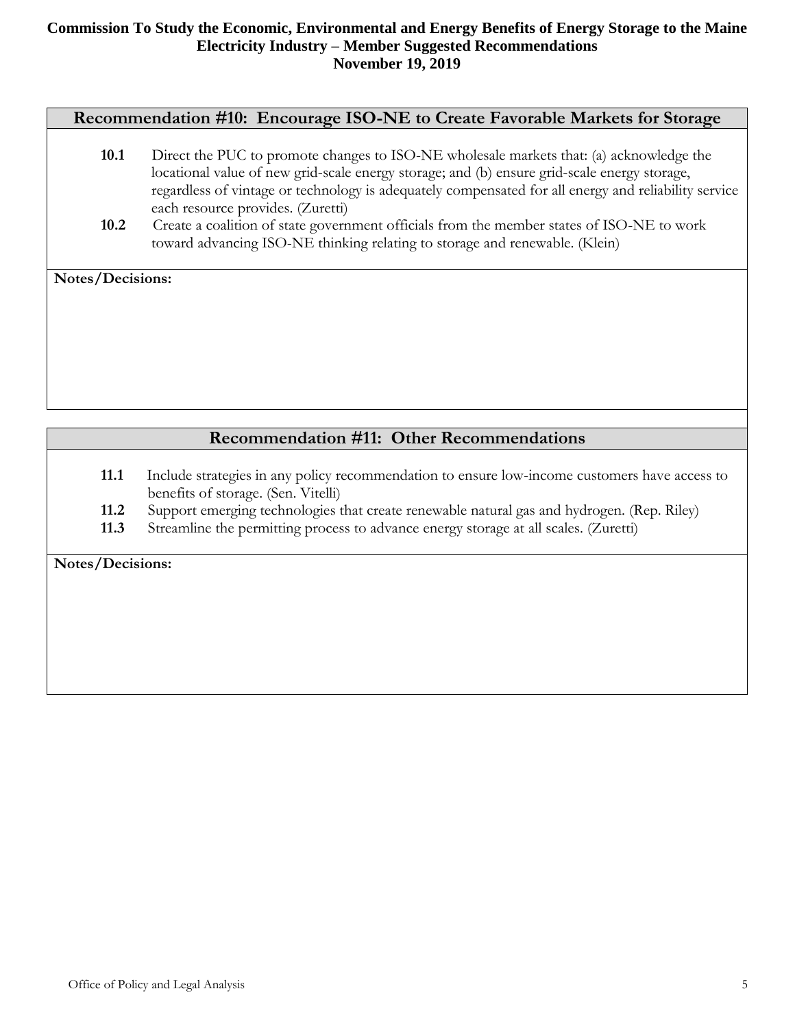## Recommendation #10: Encourage ISO-NE to Create Favorable Markets for Storage

**10.1** Direct the PUC to promote changes to ISO-NE wholesale markets that: (a) acknowledge the locational value of new grid-scale energy storage; and (b) ensure grid-scale energy storage, regardless of vintage or technology is adequately compensated for all energy and reliability service each resource provides. (Zuretti)

**10.2** Create a coalition of state government officials from the member states of ISO-NE to work toward advancing ISO-NE thinking relating to storage and renewable. (Klein)

**Notes/Decisions:**

## Recommendation #11: Other Recommendations

**11.1** Include strategies in any policy recommendation to ensure low-income customers have access to benefits of storage. (Sen. Vitelli)

**11.2** Support emerging technologies that create renewable natural gas and hydrogen. (Rep. Riley)

**11.3** Streamline the permitting process to advance energy storage at all scales. (Zuretti)

**Notes/Decisions:**